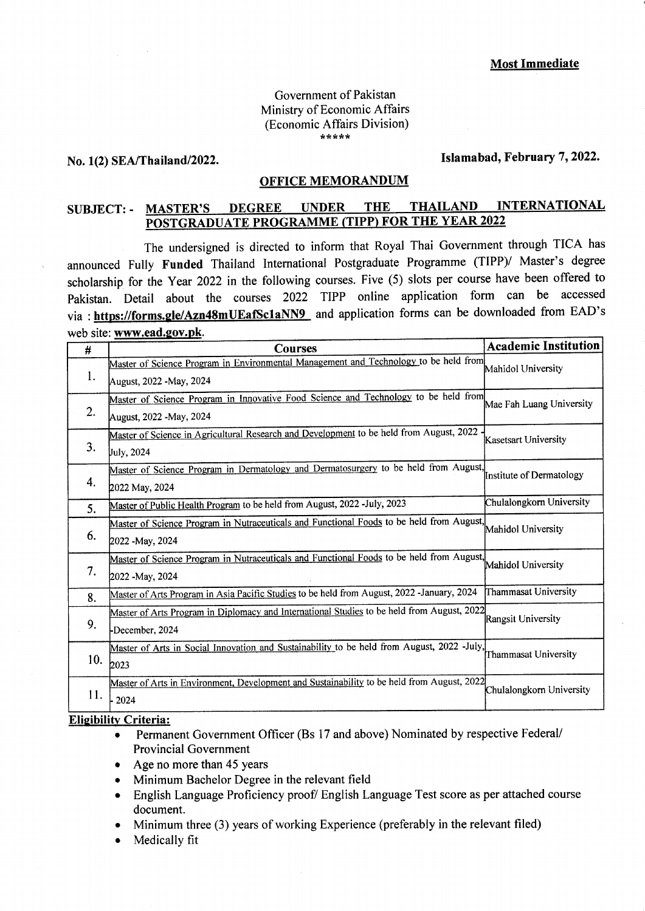**Most Immediate**

Government of Pakistan
Ministry of Economic Affairs
(Economic Affairs Division)
\*\*\*\*\*

**No. 1(2) SEA/Thailand/2022.** **Islamabad, February 7, 2022.**

**OFFICE MEMORANDUM**

**SUBJECT: - MASTER'S DEGREE UNDER THE THAILAND INTERNATIONAL POSTGRADUATE PROGRAMME (TIPP) FOR THE YEAR 2022**

The undersigned is directed to inform that Royal Thai Government through TICA has announced Fully **Funded** Thailand International Postgraduate Programme (TIPP)/ Master's degree scholarship for the Year 2022 in the following courses. Five (5) slots per course have been offered to Pakistan. Detail about the courses 2022 TIPP online application form can be accessed via : **https://forms.gle/Azn48mUEafSc1aNN9** and application forms can be downloaded from EAD's web site: **www.ead.gov.pk**.

| # | Courses | Academic Institution |
|---|---|---|
| 1. | Master of Science Program in Environmental Management and Technology to be held from August, 2022 -May, 2024 | Mahidol University |
| 2. | Master of Science Program in Innovative Food Science and Technology to be held from August, 2022 -May, 2024 | Mae Fah Luang University |
| 3. | Master of Science in Agricultural Research and Development to be held from August, 2022 - July, 2024 | Kasetsart University |
| 4. | Master of Science Program in Dermatology and Dermatosurgery to be held from August, 2022 May, 2024 | Institute of Dermatology |
| 5. | Master of Public Health Program to be held from August, 2022 -July, 2023 | Chulalongkorn University |
| 6. | Master of Science Program in Nutraceuticals and Functional Foods to be held from August, 2022 -May, 2024 | Mahidol University |
| 7. | Master of Science Program in Nutraceuticals and Functional Foods to be held from August, 2022 -May, 2024 | Mahidol University |
| 8. | Master of Arts Program in Asia Pacific Studies to be held from August, 2022 -January, 2024 | Thammasat University |
| 9. | Master of Arts Program in Diplomacy and International Studies to be held from August, 2022 -December, 2024 | Rangsit University |
| 10. | Master of Arts in Social Innovation and Sustainability to be held from August, 2022 -July, 2023 | Thammasat University |
| 11. | Master of Arts in Environment, Development and Sustainability to be held from August, 2022 - 2024 | Chulalongkorn University |

**Eligibility Criteria:**

- Permanent Government Officer (Bs 17 and above) Nominated by respective Federal/ Provincial Government
- Age no more than 45 years
- Minimum Bachelor Degree in the relevant field
- English Language Proficiency proof/ English Language Test score as per attached course document.
- Minimum three (3) years of working Experience (preferably in the relevant filed)
- Medically fit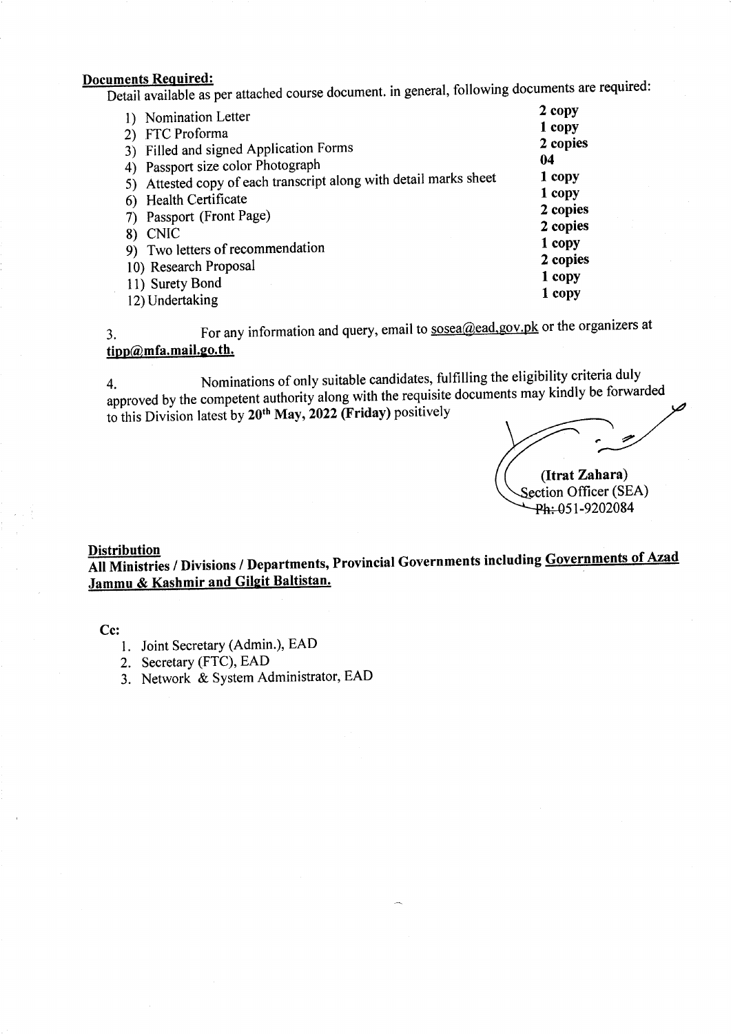**Documents Required:**

Detail available as per attached course document. in general, following documents are required:

| | | |
|---|---|---|
| 1) | Nomination Letter | **2 copy** |
| 2) | FTC Proforma | **1 copy** |
| 3) | Filled and signed Application Forms | **2 copies** |
| 4) | Passport size color Photograph | **04** |
| 5) | Attested copy of each transcript along with detail marks sheet | **1 copy** |
| 6) | Health Certificate | **1 copy** |
| 7) | Passport (Front Page) | **2 copies** |
| 8) | CNIC | **2 copies** |
| 9) | Two letters of recommendation | **1 copy** |
| 10) | Research Proposal | **2 copies** |
| 11) | Surety Bond | **1 copy** |
| 12) | Undertaking | **1 copy** |

3. For any information and query, email to sosea@ead.gov.pk or the organizers at **tipp@mfa.mail.go.th.**

4. Nominations of only suitable candidates, fulfilling the eligibility criteria duly approved by the competent authority along with the requisite documents may kindly be forwarded to this Division latest by **20th May, 2022 (Friday)** positively

**(Itrat Zahara)**
Section Officer (SEA)
Ph: 051-9202084

**Distribution**

**All Ministries / Divisions / Departments, Provincial Governments including Governments of Azad Jammu & Kashmir and Gilgit Baltistan.**

**Cc:**

1. Joint Secretary (Admin.), EAD
2. Secretary (FTC), EAD
3. Network & System Administrator, EAD